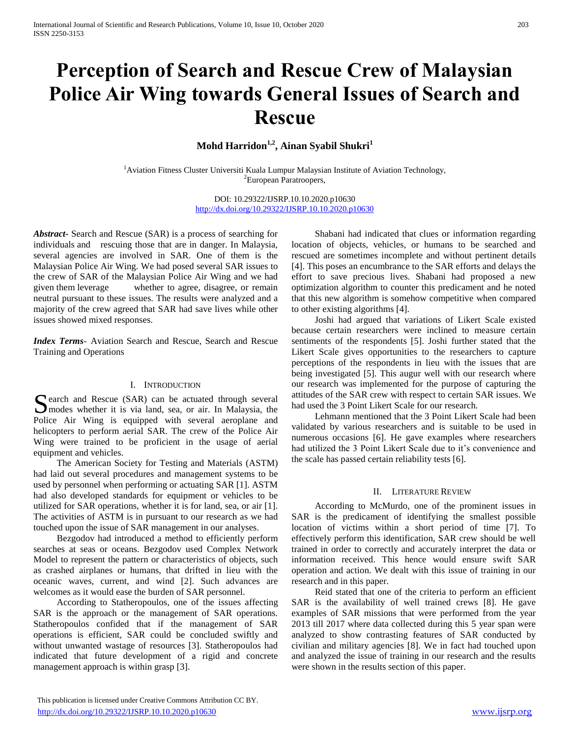# Perception of Search and Rescue Crew of Malaysian Police Air Wing towards General Issues of Search and Rescue

**Mohd Harridon[1,2], Ainan Syabil Shukri[1]**

[1]Aviation Fitness Cluster Universiti Kuala Lumpur Malaysian Institute of Aviation Technology,
[2]European Paratroopers,

DOI: 10.29322/IJSRP.10.10.2020.p10630
http://dx.doi.org/10.29322/IJSRP.10.10.2020.p10630

***Abstract***- Search and Rescue (SAR) is a process of searching for individuals and rescuing those that are in danger. In Malaysia, several agencies are involved in SAR. One of them is the Malaysian Police Air Wing. We had posed several SAR issues to the crew of SAR of the Malaysian Police Air Wing and we had given them leverage whether to agree, disagree, or remain neutral pursuant to these issues. The results were analyzed and a majority of the crew agreed that SAR had save lives while other issues showed mixed responses.

***Index Terms***- Aviation Search and Rescue, Search and Rescue Training and Operations

## I. Introduction

Search and Rescue (SAR) can be actuated through several modes whether it is via land, sea, or air. In Malaysia, the Police Air Wing is equipped with several aeroplane and helicopters to perform aerial SAR. The crew of the Police Air Wing were trained to be proficient in the usage of aerial equipment and vehicles.

The American Society for Testing and Materials (ASTM) had laid out several procedures and management systems to be used by personnel when performing or actuating SAR [1]. ASTM had also developed standards for equipment or vehicles to be utilized for SAR operations, whether it is for land, sea, or air [1]. The activities of ASTM is in pursuant to our research as we had touched upon the issue of SAR management in our analyses.

Bezgodov had introduced a method to efficiently perform searches at seas or oceans. Bezgodov used Complex Network Model to represent the pattern or characteristics of objects, such as crashed airplanes or humans, that drifted in lieu with the oceanic waves, current, and wind [2]. Such advances are welcomes as it would ease the burden of SAR personnel.

According to Statheropoulos, one of the issues affecting SAR is the approach or the management of SAR operations. Statheropoulos confided that if the management of SAR operations is efficient, SAR could be concluded swiftly and without unwanted wastage of resources [3]. Statheropoulos had indicated that future development of a rigid and concrete management approach is within grasp [3].

Shabani had indicated that clues or information regarding location of objects, vehicles, or humans to be searched and rescued are sometimes incomplete and without pertinent details [4]. This poses an encumbrance to the SAR efforts and delays the effort to save precious lives. Shabani had proposed a new optimization algorithm to counter this predicament and he noted that this new algorithm is somehow competitive when compared to other existing algorithms [4].

Joshi had argued that variations of Likert Scale existed because certain researchers were inclined to measure certain sentiments of the respondents [5]. Joshi further stated that the Likert Scale gives opportunities to the researchers to capture perceptions of the respondents in lieu with the issues that are being investigated [5]. This augur well with our research where our research was implemented for the purpose of capturing the attitudes of the SAR crew with respect to certain SAR issues. We had used the 3 Point Likert Scale for our research.

Lehmann mentioned that the 3 Point Likert Scale had been validated by various researchers and is suitable to be used in numerous occasions [6]. He gave examples where researchers had utilized the 3 Point Likert Scale due to it's convenience and the scale has passed certain reliability tests [6].

## II. Literature Review

According to McMurdo, one of the prominent issues in SAR is the predicament of identifying the smallest possible location of victims within a short period of time [7]. To effectively perform this identification, SAR crew should be well trained in order to correctly and accurately interpret the data or information received. This hence would ensure swift SAR operation and action. We dealt with this issue of training in our research and in this paper.

Reid stated that one of the criteria to perform an efficient SAR is the availability of well trained crews [8]. He gave examples of SAR missions that were performed from the year 2013 till 2017 where data collected during this 5 year span were analyzed to show contrasting features of SAR conducted by civilian and military agencies [8]. We in fact had touched upon and analyzed the issue of training in our research and the results were shown in the results section of this paper.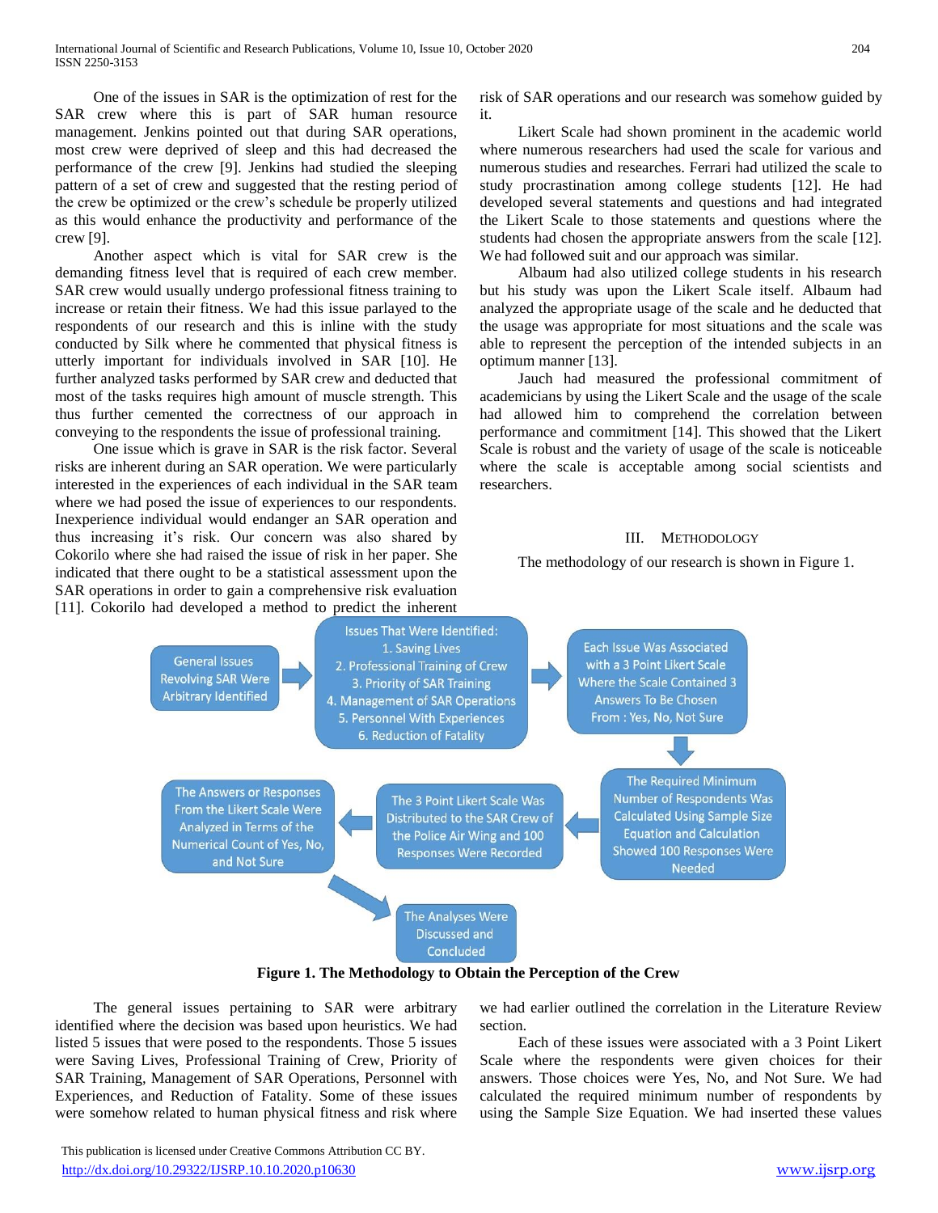One of the issues in SAR is the optimization of rest for the SAR crew where this is part of SAR human resource management. Jenkins pointed out that during SAR operations, most crew were deprived of sleep and this had decreased the performance of the crew [9]. Jenkins had studied the sleeping pattern of a set of crew and suggested that the resting period of the crew be optimized or the crew's schedule be properly utilized as this would enhance the productivity and performance of the crew [9].

Another aspect which is vital for SAR crew is the demanding fitness level that is required of each crew member. SAR crew would usually undergo professional fitness training to increase or retain their fitness. We had this issue parlayed to the respondents of our research and this is inline with the study conducted by Silk where he commented that physical fitness is utterly important for individuals involved in SAR [10]. He further analyzed tasks performed by SAR crew and deducted that most of the tasks requires high amount of muscle strength. This thus further cemented the correctness of our approach in conveying to the respondents the issue of professional training.

One issue which is grave in SAR is the risk factor. Several risks are inherent during an SAR operation. We were particularly interested in the experiences of each individual in the SAR team where we had posed the issue of experiences to our respondents. Inexperience individual would endanger an SAR operation and thus increasing it's risk. Our concern was also shared by Cokorilo where she had raised the issue of risk in her paper. She indicated that there ought to be a statistical assessment upon the SAR operations in order to gain a comprehensive risk evaluation [11]. Cokorilo had developed a method to predict the inherent risk of SAR operations and our research was somehow guided by it.

Likert Scale had shown prominent in the academic world where numerous researchers had used the scale for various and numerous studies and researches. Ferrari had utilized the scale to study procrastination among college students [12]. He had developed several statements and questions and had integrated the Likert Scale to those statements and questions where the students had chosen the appropriate answers from the scale [12]. We had followed suit and our approach was similar.

Albaum had also utilized college students in his research but his study was upon the Likert Scale itself. Albaum had analyzed the appropriate usage of the scale and he deducted that the usage was appropriate for most situations and the scale was able to represent the perception of the intended subjects in an optimum manner [13].

Jauch had measured the professional commitment of academicians by using the Likert Scale and the usage of the scale had allowed him to comprehend the correlation between performance and commitment [14]. This showed that the Likert Scale is robust and the variety of usage of the scale is noticeable where the scale is acceptable among social scientists and researchers.

## III. Methodology

The methodology of our research is shown in Figure 1.

General Issues Revolving SAR Were Arbitrary Identified → Issues That Were Identified: 1. Saving Lives 2. Professional Training of Crew 3. Priority of SAR Training 4. Management of SAR Operations 5. Personnel With Experiences 6. Reduction of Fatality → Each Issue Was Associated with a 3 Point Likert Scale Where the Scale Contained 3 Answers To Be Chosen From : Yes, No, Not Sure → The Required Minimum Number of Respondents Was Calculated Using Sample Size Equation and Calculation Showed 100 Responses Were Needed → The 3 Point Likert Scale Was Distributed to the SAR Crew of the Police Air Wing and 100 Responses Were Recorded → The Answers or Responses From the Likert Scale Were Analyzed in Terms of the Numerical Count of Yes, No, and Not Sure → The Analyses Were Discussed and Concluded

**Figure 1. The Methodology to Obtain the Perception of the Crew**

The general issues pertaining to SAR were arbitrary identified where the decision was based upon heuristics. We had listed 5 issues that were posed to the respondents. Those 5 issues were Saving Lives, Professional Training of Crew, Priority of SAR Training, Management of SAR Operations, Personnel with Experiences, and Reduction of Fatality. Some of these issues were somehow related to human physical fitness and risk where we had earlier outlined the correlation in the Literature Review section.

Each of these issues were associated with a 3 Point Likert Scale where the respondents were given choices for their answers. Those choices were Yes, No, and Not Sure. We had calculated the required minimum number of respondents by using the Sample Size Equation. We had inserted these values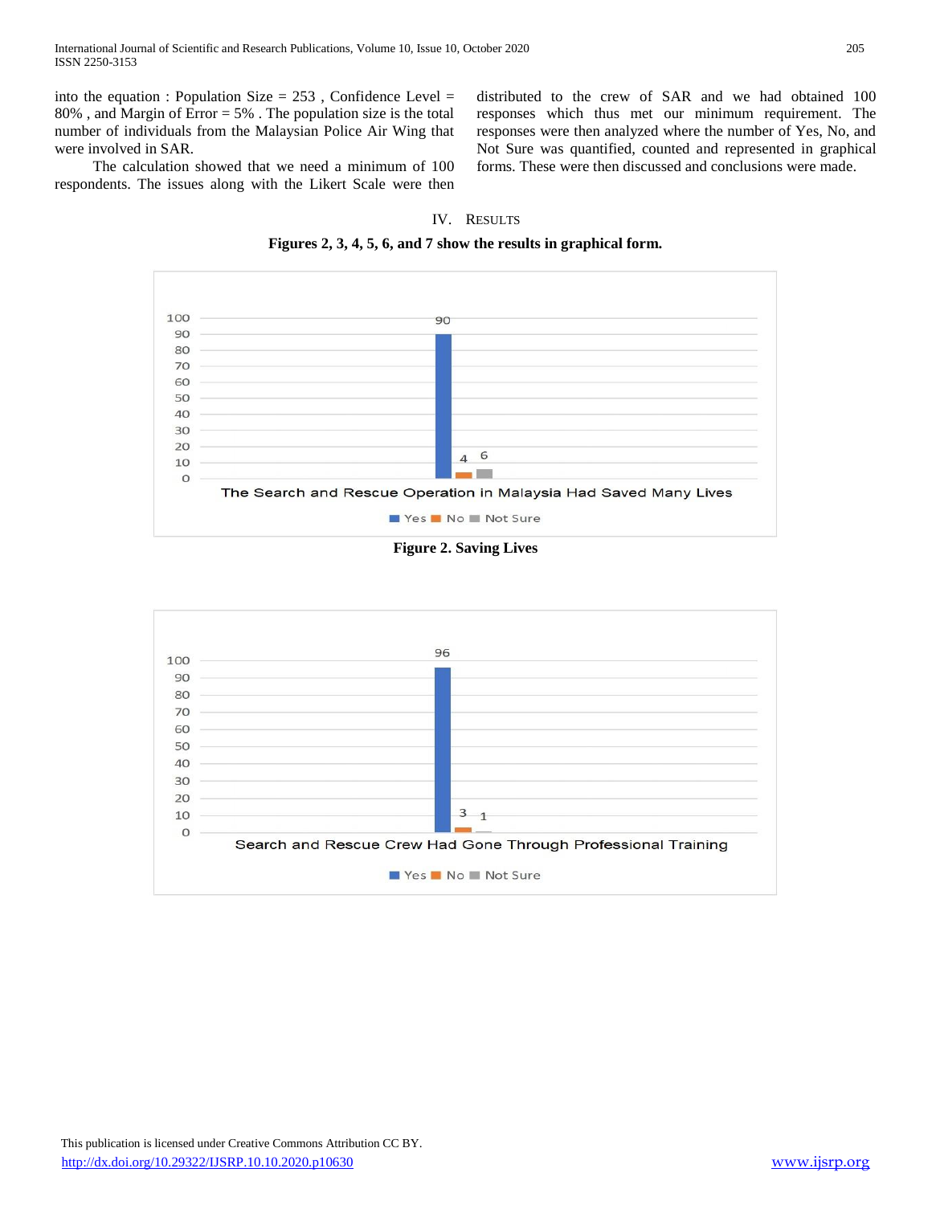into the equation : Population Size = 253 , Confidence Level = 80% , and Margin of Error = 5% . The population size is the total number of individuals from the Malaysian Police Air Wing that were involved in SAR.

The calculation showed that we need a minimum of 100 respondents. The issues along with the Likert Scale were then distributed to the crew of SAR and we had obtained 100 responses which thus met our minimum requirement. The responses were then analyzed where the number of Yes, No, and Not Sure was quantified, counted and represented in graphical forms. These were then discussed and conclusions were made.

## IV. Results

**Figures 2, 3, 4, 5, 6, and 7 show the results in graphical form.**

| The Search and Rescue Operation in Malaysia Had Saved Many Lives | |
|---|---|
| Yes | 90 |
| No | 4 |
| Not Sure | 6 |

**Figure 2. Saving Lives**

| Search and Rescue Crew Had Gone Through Professional Training | |
|---|---|
| Yes | 96 |
| No | 3 |
| Not Sure | 1 |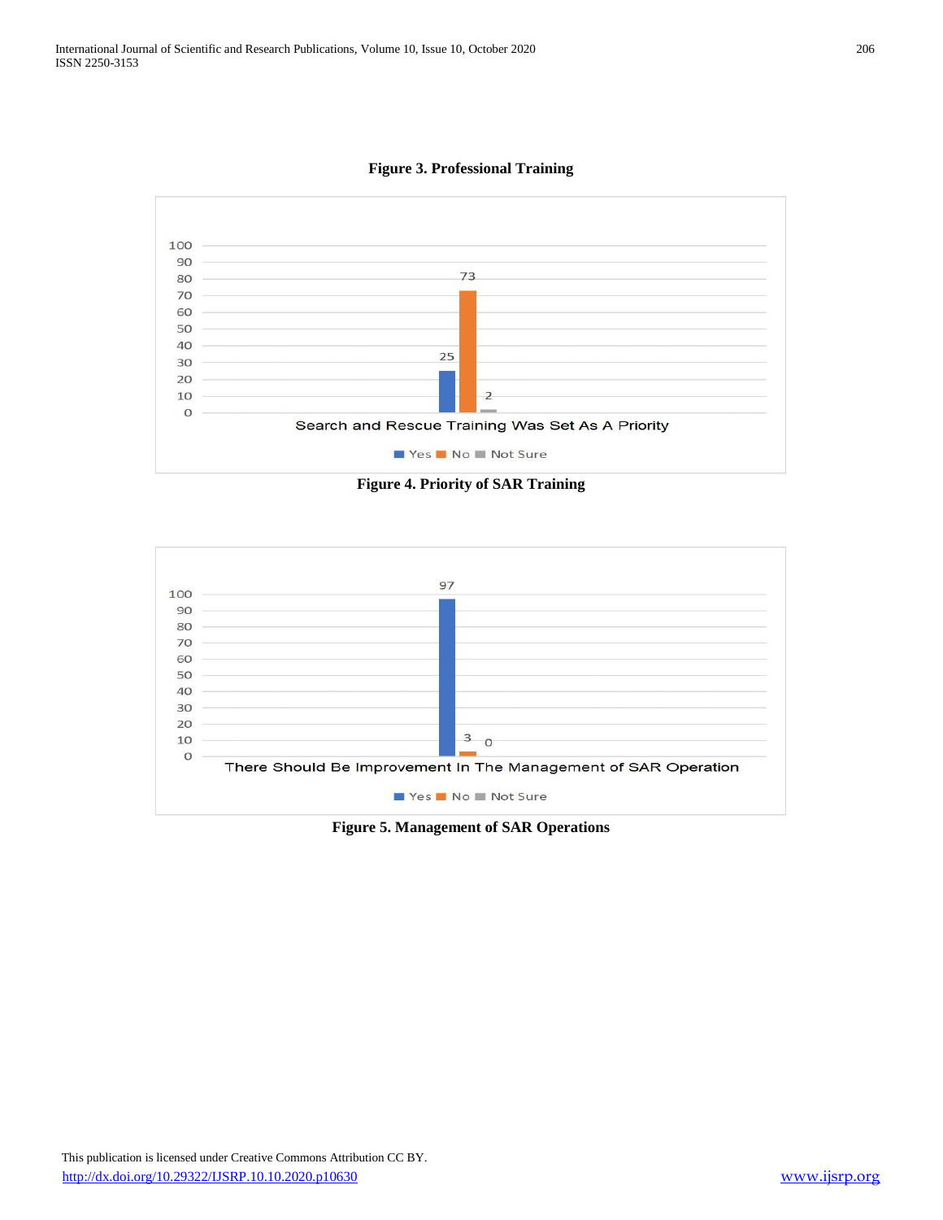**Figure 3. Professional Training**

**Figure 4. Priority of SAR Training**

**Figure 5. Management of SAR Operations**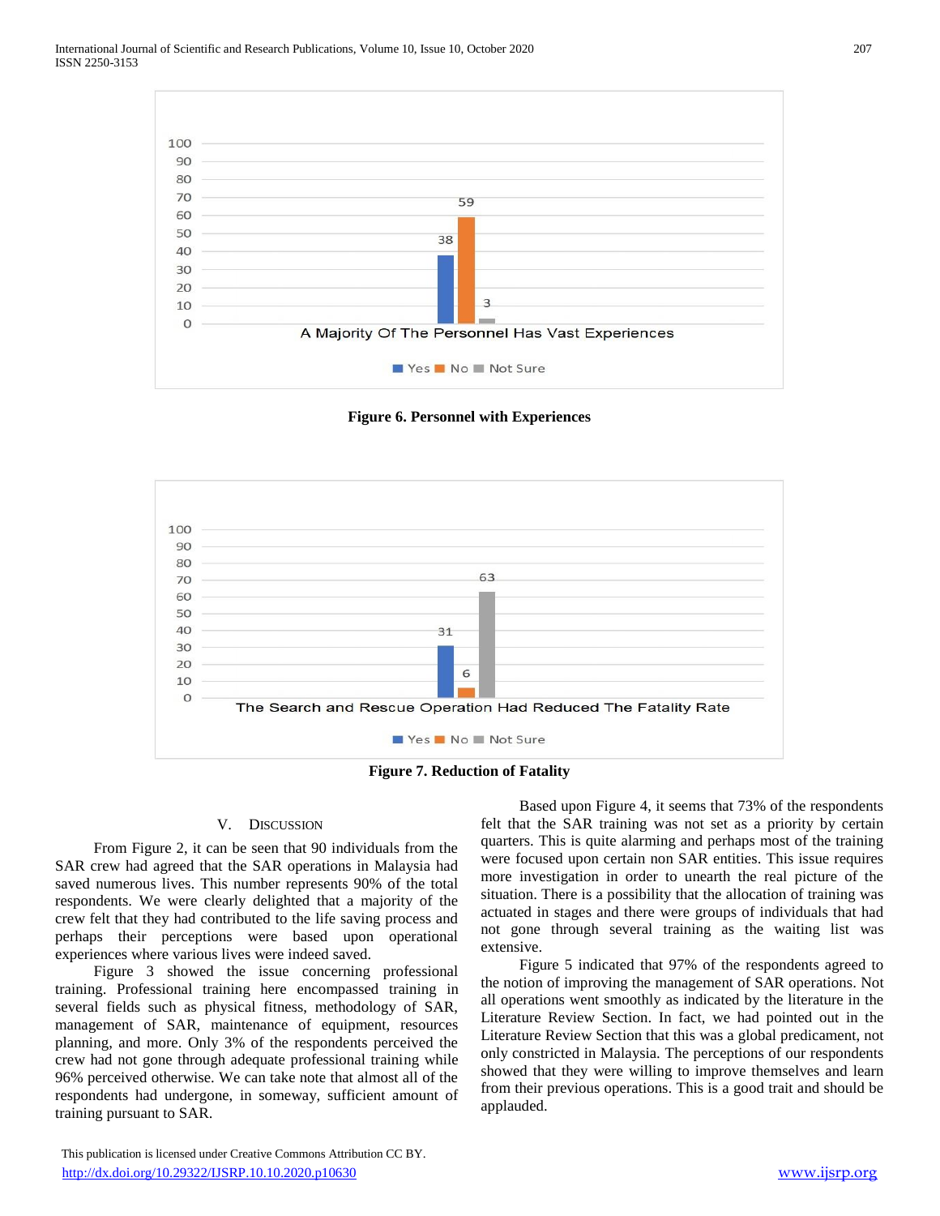Figure 6. Personnel with Experiences

Figure 7. Reduction of Fatality

## V. DISCUSSION

From Figure 2, it can be seen that 90 individuals from the SAR crew had agreed that the SAR operations in Malaysia had saved numerous lives. This number represents 90% of the total respondents. We were clearly delighted that a majority of the crew felt that they had contributed to the life saving process and perhaps their perceptions were based upon operational experiences where various lives were indeed saved.

Figure 3 showed the issue concerning professional training. Professional training here encompassed training in several fields such as physical fitness, methodology of SAR, management of SAR, maintenance of equipment, resources planning, and more. Only 3% of the respondents perceived the crew had not gone through adequate professional training while 96% perceived otherwise. We can take note that almost all of the respondents had undergone, in someway, sufficient amount of training pursuant to SAR.

Based upon Figure 4, it seems that 73% of the respondents felt that the SAR training was not set as a priority by certain quarters. This is quite alarming and perhaps most of the training were focused upon certain non SAR entities. This issue requires more investigation in order to unearth the real picture of the situation. There is a possibility that the allocation of training was actuated in stages and there were groups of individuals that had not gone through several training as the waiting list was extensive.

Figure 5 indicated that 97% of the respondents agreed to the notion of improving the management of SAR operations. Not all operations went smoothly as indicated by the literature in the Literature Review Section. In fact, we had pointed out in the Literature Review Section that this was a global predicament, not only constricted in Malaysia. The perceptions of our respondents showed that they were willing to improve themselves and learn from their previous operations. This is a good trait and should be applauded.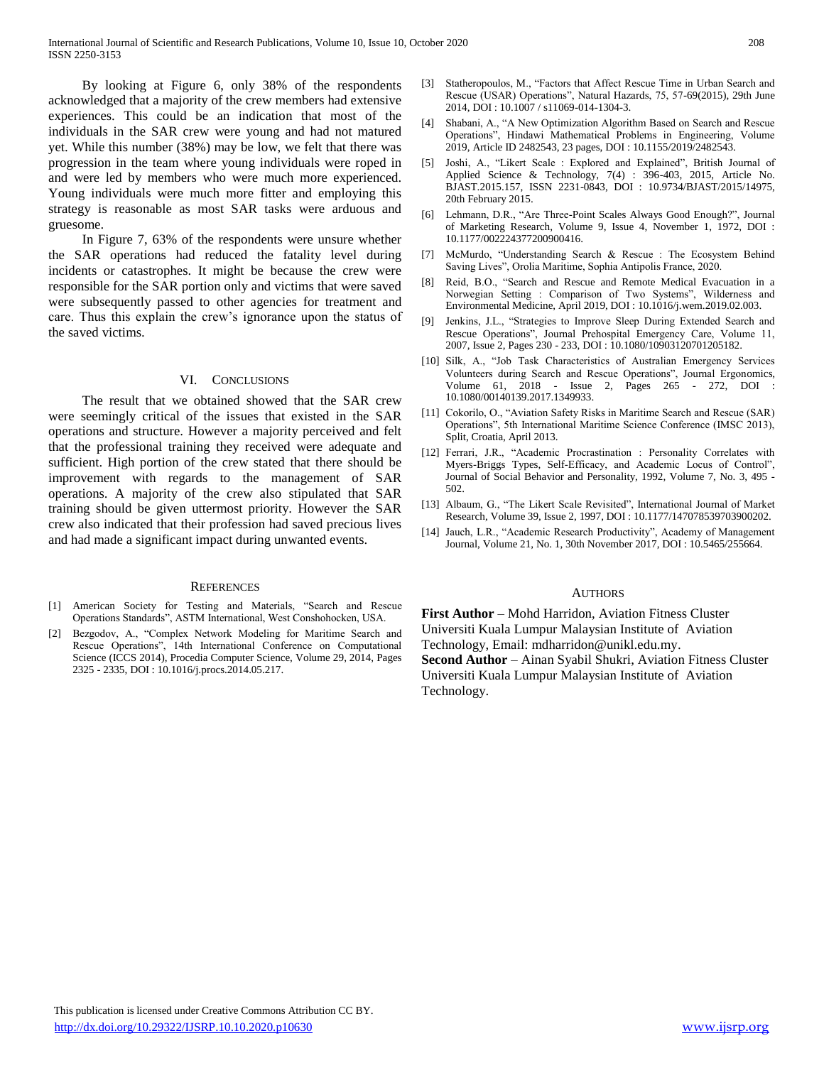By looking at Figure 6, only 38% of the respondents acknowledged that a majority of the crew members had extensive experiences. This could be an indication that most of the individuals in the SAR crew were young and had not matured yet. While this number (38%) may be low, we felt that there was progression in the team where young individuals were roped in and were led by members who were much more experienced. Young individuals were much more fitter and employing this strategy is reasonable as most SAR tasks were arduous and gruesome.

In Figure 7, 63% of the respondents were unsure whether the SAR operations had reduced the fatality level during incidents or catastrophes. It might be because the crew were responsible for the SAR portion only and victims that were saved were subsequently passed to other agencies for treatment and care. Thus this explain the crew's ignorance upon the status of the saved victims.

## VI. Conclusions

The result that we obtained showed that the SAR crew were seemingly critical of the issues that existed in the SAR operations and structure. However a majority perceived and felt that the professional training they received were adequate and sufficient. High portion of the crew stated that there should be improvement with regards to the management of SAR operations. A majority of the crew also stipulated that SAR training should be given uttermost priority. However the SAR crew also indicated that their profession had saved precious lives and had made a significant impact during unwanted events.

## References

[1] American Society for Testing and Materials, "Search and Rescue Operations Standards", ASTM International, West Conshohocken, USA.

[2] Bezgodov, A., "Complex Network Modeling for Maritime Search and Rescue Operations", 14th International Conference on Computational Science (ICCS 2014), Procedia Computer Science, Volume 29, 2014, Pages 2325 - 2335, DOI : 10.1016/j.procs.2014.05.217.

[3] Statheropoulos, M., "Factors that Affect Rescue Time in Urban Search and Rescue (USAR) Operations", Natural Hazards, 75, 57-69(2015), 29th June 2014, DOI : 10.1007 / s11069-014-1304-3.

[4] Shabani, A., "A New Optimization Algorithm Based on Search and Rescue Operations", Hindawi Mathematical Problems in Engineering, Volume 2019, Article ID 2482543, 23 pages, DOI : 10.1155/2019/2482543.

[5] Joshi, A., "Likert Scale : Explored and Explained", British Journal of Applied Science & Technology, 7(4) : 396-403, 2015, Article No. BJAST.2015.157, ISSN 2231-0843, DOI : 10.9734/BJAST/2015/14975, 20th February 2015.

[6] Lehmann, D.R., "Are Three-Point Scales Always Good Enough?", Journal of Marketing Research, Volume 9, Issue 4, November 1, 1972, DOI : 10.1177/002224377200900416.

[7] McMurdo, "Understanding Search & Rescue : The Ecosystem Behind Saving Lives", Orolia Maritime, Sophia Antipolis France, 2020.

[8] Reid, B.O., "Search and Rescue and Remote Medical Evacuation in a Norwegian Setting : Comparison of Two Systems", Wilderness and Environmental Medicine, April 2019, DOI : 10.1016/j.wem.2019.02.003.

[9] Jenkins, J.L., "Strategies to Improve Sleep During Extended Search and Rescue Operations", Journal Prehospital Emergency Care, Volume 11, 2007, Issue 2, Pages 230 - 233, DOI : 10.1080/10903120701205182.

[10] Silk, A., "Job Task Characteristics of Australian Emergency Services Volunteers during Search and Rescue Operations", Journal Ergonomics, Volume 61, 2018 - Issue 2, Pages 265 - 272, DOI : 10.1080/00140139.2017.1349933.

[11] Cokorilo, O., "Aviation Safety Risks in Maritime Search and Rescue (SAR) Operations", 5th International Maritime Science Conference (IMSC 2013), Split, Croatia, April 2013.

[12] Ferrari, J.R., "Academic Procrastination : Personality Correlates with Myers-Briggs Types, Self-Efficacy, and Academic Locus of Control", Journal of Social Behavior and Personality, 1992, Volume 7, No. 3, 495 - 502.

[13] Albaum, G., "The Likert Scale Revisited", International Journal of Market Research, Volume 39, Issue 2, 1997, DOI : 10.1177/147078539703900202.

[14] Jauch, L.R., "Academic Research Productivity", Academy of Management Journal, Volume 21, No. 1, 30th November 2017, DOI : 10.5465/255664.

## Authors

**First Author** – Mohd Harridon, Aviation Fitness Cluster Universiti Kuala Lumpur Malaysian Institute of Aviation Technology, Email: mdharridon@unikl.edu.my.

**Second Author** – Ainan Syabil Shukri, Aviation Fitness Cluster Universiti Kuala Lumpur Malaysian Institute of Aviation Technology.